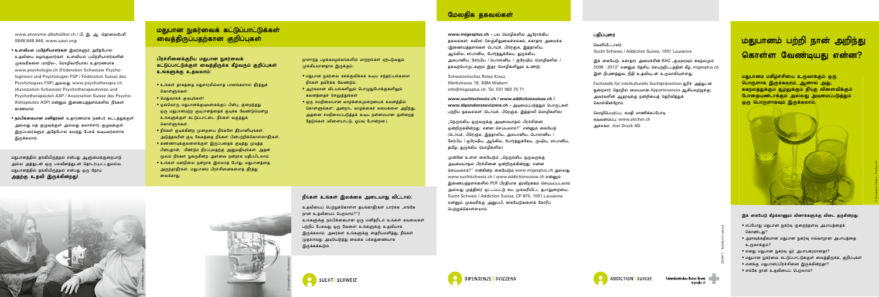www.anonyme-alkoholiker.ch / மி, இ, ஆ: தொலைபேசி 0848 848 846, www.aasri.org)

- உளவியல் பயிற்சியாளர்கள் இவர்களும் அதேபோல் உதவியை வழங்குவார்கள். உளவியல் பயிற்சியாளர்களின் முகவரிகளை (மாநில-, மொழிவாரியாக) உதாரணமாக www.psychologie.ch (Föderation Schweizer Psychologinnen und Psychologen FSP / Fédération Suisse des Psychologues FSP) அல்லது www.psychotherapie.ch (Assoziation Schweizer Psychotherapeutinnen und Psychotherapeuten ASP / Association Suisse des Psychothérapeutes ASP) என்னும் இணையத்தளங்களில் நீங்கள் காணலாம்.
- நம்பிக்கையான மனிதர்கள் உதாரணமாக நண்பர் வட்டத்துக்குள் அல்லது மத குழுக்குள் அல்லது கலாச்சார குழுக்குள் இருப்பவர்களும் அதேபோல் கலந்து பேசக் கூடியவர்களாக இருக்கலாம்.

மதுபானத்தில் தங்கியிருத்தல் என்பது ஆளுமைக்குறைபாடு அல்ல. அத்துடன் ஒரு பலவீனத்துடன் தொடர்புபட்டதுமல்ல. மதுபானத்தில் தங்கியிருத்தல் என்பது ஒரு நோய். **அதற்கு உதவி இருக்கின்றது!**

## மதுபான நுகர்வைக் கட்டுப்பாட்டுக்குள் வைத்திருப்பதற்கான குறிப்புகள்

### பிரச்சினைக்குரிய மதுபான நுகர்வைக் கட்டுப்பாட்டுக்குள் வைத்திருக்க கீழ்வரும் குறிப்புகள் உங்களுக்கு உதவலாம்:

- உங்கள் தாகத்தை மதுசாரமில்லாத பானங்களால் தீர்த்துக் கொள்ளுங்கள்.
- மெதுவாகக் குடியுங்கள்!
- ஒவ்வொரு மதுபானத்துடனைக்கும் பின்பு, குறைந்தது ஒரு மதுபானமற்ற குடிபானத்தைக் குடிக்க வேண்டுமென்று உங்களுக்குள் கட்டுப்பாட்டை நீங்கள் வகுத்துக் கொள்ளுங்கள்.
- நீங்கள் குடிக்கின்ற முறையை நீங்களே தீர்மானியுங்கள். அடுத்தவரின் குடி வேகத்தை நீங்கள் பின்பற்றிக்கொள்ளாதீர்கள்.
- கண்ணாடிக்குவளைகளைக் இருப்பதைக் குடித்து முடித்த பின்புதான், மீண்டும் நிரப்புவதற்கு அனுமதியுங்கள். அதன் மூலம் நீங்கள் நுகருகின்ற அளவை நன்றாக மதிப்பிடலாம்.
- உங்கள் மனநிலை நன்றாக இல்லாத போது, மதுபானத்தை அருந்தாதீர்கள். மதுபானம் பிரச்சினைகளைத் தீர்த்து வைக்காது.

நாளாந்த பழக்கவழக்கங்களில் மாற்றங்கள் ஏற்படுவதும் முக்கியமானதாக இருக்கும்:

- மதுபான நுகர்வை ஊக்குவிக்கக் கூடிய சந்தர்ப்பங்களை நீங்கள் தவிர்க்க வேண்டும்.
- ஆர்வமான விடயங்களிலும் பொழுதுபோக்குகளிலும் கவனத்தைச் செலுத்துங்கள்.
- ஒரு சமநிலையான வாழ்க்கைமுறையைக் கவனத்தில் கொள்ளுங்கள்: அன்றாட வாழ்க்கைச் சுமைகளை அறிந்து, அதனை சமநிலைப்படுத்தக் கூடிய நன்மையான ஒன்றைத் தேடுங்கள் (விளையாட்டு, ஓய்வு போன்றன).

### நீங்கள் உங்கள் இலக்கை அடையாது விட்டால்:

உதவியைப் பெற்றுக்கொள்ள தயங்காதீர்கள் (பார்க்க „எங்கே நான் உதவியைப் பெறலாம்?")! உங்களுக்கு நம்பிக்கையான ஒரு மனிதரிடம் உங்கள் கவலைகள் பற்றிப் பேசுவது ஒரு வேளை உங்களுக்கு உதவியாக இருக்கலாம். அவர்கள் உங்களுக்கு தைரியமளித்து, நீங்கள் முதலாவது அடியெடுத்து வைக்க பக்கத்துணையாக இருக்கக்கூடும்.

SUCHT | SCHWEIZ

## மேலதிக தகவல்கள்

**www.migesplus.ch** – பல மொழிகளில் ஆரோக்கிய தகவல்கள். சுவிஸ் செஞ்சிலுவைச்சங்கம், சுகாதார அமைச்சு. (இணைப்புத்தளங்கள் டொய்ச், பிரெஞ்சு, இத்தாலிய, ஆங்கில, ஸ்பானிய, போர்த்துகேய, துருக்கிய, அல்பானிய, சேர்பிய / பொஸ்னிய / குரோஷிய மொழிகளில் / தகவற்பொருட்களும் இதர மொழிகளிலும் உண்டு)

Schweizerisches Rotes Kreuz
Werkstrasse 18, 3084 Wabern
info@migesplus.ch, Tel. 031 960 75 71

**www.suchtschweiz.ch / www.addictionsuisse.ch / www.dipendenzesvizzera.ch** – அடிமைப்படுத்தும் பொருட்கள் பற்றிய தகவல்கள் (டொய்ச், பிரெஞ்சு, இத்தாலி மொழிகளில்)

„நெருங்கிய ஒருவருக்கு அடிமையாதல் பிரச்சினை ஒன்றிருக்கின்றது: என்ன செய்யலாம்?" என்னும் கையேடு (டொய்ச், பிரெஞ்சு, இத்தாலிய, அல்பானிய, பொஸ்னிய / சேர்பிய / குரோஷிய, ஆங்கில, போர்த்துகேய, ருஷ்ய, ஸ்பானிய, தமிழ், துருக்கிய மொழிகளில்)

முன்னே உள்ள கையேடும் „நெருங்கிய ஒருவருக்கு அடிமையாதல் பிரச்சினை ஒன்றிருக்கின்றது: என்ன செய்யலாம்?" என்கின்ற கையேடும் www.migesplus.ch அல்லது www.suchtschweiz.ch / www.addictionsuisse.ch என்னும் இணையத்தளங்களில் PDF பிரதியாக தரவிறக்கம் செய்யப்படலாம் அல்லது முத்திரை ஒட்டப்பட்ட சுய முகவரியிட்ட தபாலுறையை, Sucht Schweiz / Addiction Suisse, CP 870, 1001 Lausanne என்னும் முகவரிக்கு அனுப்பி, கையேடுகளைக் கோரிப் பெற்றுக்கொள்ளலாம்.

DIPENDENZE | SVIZZERA

### பதிப்புரை

வெளியீட்டாளர்:
Sucht Schweiz / Addiction Suisse, 1001 Lausanne

இக் கையேடு, சுகாதார அமைச்சின் BAG „குடிவரவும் சுகநலமும் 2008 - 2013" என்னும் தேசிய செயற்றிட்டத்தின் கீழ், migesplus.ch இன் திட்டத்துடை, நிதி உதவியுடன் உருவாகியுள்ளது.

Fachstelle für interkulturelle Suchtprävention கூரிச் அத்துடன் நுறைசார் தொழில் மையமான Appartenances ஆகியவற்றுக்கு, அவர்களின் ஆதரவுக்கு நன்றியைத் தெரிவித்துக் கொள்கின்றோம்.

மொழிபெயர்ப்பு: சுமதி மாணிக்கப்போடி
வடிவமைப்பு: www.alscher.ch
அச்சகம்: Jost Druck AG

ADDICTION | SUISSE

Schweizerisches Rotes Kreuz
migesplus.ch

# மதுபானம் பற்றி நான் அறிந்து கொள்ள வேண்டியது என்ன?

**மதுபானம் மகிழ்ச்சியை உருவாக்கும் ஒரு பொருளாக இருக்கலாம். ஆனால் அது, சுகநலத்துக்கும் சூழலுக்கும் தீங்கு விளைவிக்கும் போதையுண்டாக்கும் அல்லது அடிமைப்படுத்தும் ஒரு பொருளாகவும் இருக்கலாம்.**

### இக் கையேடு கீழ்க்காணும் வினாக்களுக்கு விடை தருகின்றது:

- எப்போது மதுபான நுகர்வு குறைந்தளவு அபாயத்தைக் கொண்டது?
- அளவுக்கதிகமான மதுபான நுகர்வு எவ்வாறான அபாயத்தை உருவாக்குகிறது?
- எனது மதுபான நுகர்வு ஓர் அபாயகரமானதா?
- மதுபான நுகர்வை கட்டுப்பாட்டுக்குள் வைத்திருக்க, குறிப்புகள்
- எனக்கு மதுபானப்பிரச்சினை இருக்கின்றதா?
- எங்கே நான் உதவியைப் பெறலாம்?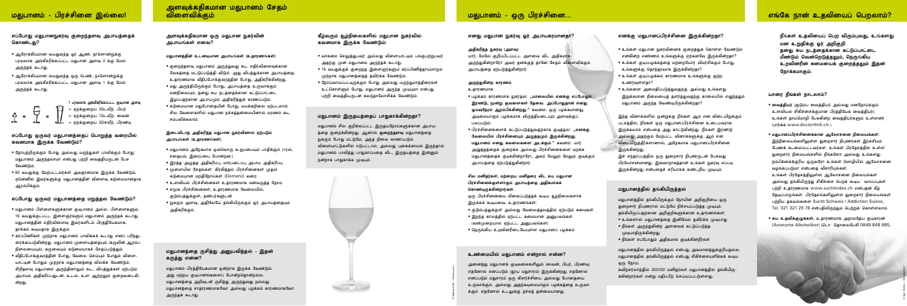# மதுபானம் - பிரச்சினை இல்லை!

### எப்போது மதுபானநுகர்வு குறைந்தளவு அபாயத்தைக் கொண்டது?

- ஆரோக்கியமான வயதுவந்த ஓர் ஆண், நாளொன்றுக்கு பரவலாக அங்கீகரிக்கப்பட்ட மதுபான அளவு 2 க்கு மேல் அருந்தக் கூடாது.
- ஆரோக்கியமான வயதுவந்த ஒரு பெண், நாளொன்றுக்கு பரவலாக அங்கீகரிக்கப்பட்ட மதுபான அளவு 1 க்கு மேல் அருந்தக் கூடாது.

1 பரவலாக அங்கீகரிக்கப்பட்ட மதுபான அளவு
= ஏறக்குறைய 3டெசி. பியர்
= ஏறக்குறைய 1டெசி. வைன்
= ஏறக்குறைய 2செசி. பிராண்டி

### எப்போது ஒருவர் மதுபானத்தைப் பொறுத்த வரையில் கவனமாக இருக்க வேண்டும்?

- நோயுற்றிருக்கும் போது அல்லது மருந்துகள் பாவிக்கும் போது: மதுபானம் அருந்தலாமா என்பது பற்றி வைத்தியருடன் பேச வேண்டும்.
- 60 வயதுக்கு மேற்பட்டவர்கள் அவதானமாக இருக்க வேண்டும், ஏனெனில் இவர்களுக்கு மதுபானத்தின் விளைவு கடுமையானதாக ஆரம்பிக்கும்.

### எப்போது ஒருவர் மதுபானத்தை மறுத்தல் வேண்டும்?

- மதுபானம் பிள்ளைகளுக்கான குடிபானம் அல்ல. பிள்ளைகளும், 16 வயதுக்குட்பட்ட இளைஞர்களும் மதுபானம் அருந்தக் கூடாது. மதுபானத்தின் எதிர்விளைவு இவர்களிடம் பிரத்தியேகமாக, தாக்கம் கூடியதாக இருக்கும்.
- கர்ப்பிணிகள் முற்றாக மதுபானம் பாவிக்கக் கூடாது எனப் பரிந்துரைக்கப்படுகின்றது. மதுபானம் முளையத்தையும் (கருவின் ஆரம்ப நிலையையும்), கருவையும் கடுமையாகச் சேதப்படுத்தும்.
- கிளிபோக்குவரத்தின் போது, வேலை செய்யும் போதும் விளையாட்டின் போதும் முற்றாக மதுபானத்தை விலக்க வேண்டும். சிறிதளவு மதுபானம் அருந்தினாலும் கூட விபத்துக்கள் ஏற்படும் அபாயம் அதிகரிப்பதுடன், உடல், உள ஆற்றலும் குறைவடைகின்றது.

# அளவுக்கதிகமான மதுபானம் சேதம் விளைவிக்கும்

### அளவுக்கதிகமான ஒரு மதுபான நுகர்வின் அபாயங்கள் எவை?

**மதுபானத்தின் உடனடியான அபாயங்கள் (உதாரணங்கள்)**

- குறைந்தளவு மதுபானம் அருந்தலாலும் கூட எதிர்விளைவுக்கான வேகத்தை மட்டுப்படுத்தி விடும். அது விபத்துக்கான அபாயத்தை, உதாரணமாக வீதிப்போக்குவரத்தின் போது, அதிகரிக்கின்றது.
- மது அருந்தியிருக்கும் போது, அபாயத்தை உருவாக்கும் மனநிலையும், தனது சுய நடத்தைக்கான கட்டுப்பாட்டை இழப்பதற்கான அபாயமும் அதிகரித்துக் காணப்படும்.
- கடுமையான மதுபோதையின் போது, மயக்கநிலை ஏற்படலாம். சில வேளைகளில் மதுபான நச்சுத்தன்மையினால் மரணம் கூட சம்பவிக்கலாம்.

**இடைவிடாத அதிகரித்த மதுபான நுகர்வினால் ஏற்படும் அபாயங்கள் (உதாரணங்கள்)**

- மதுபானம் அநேகமாக ஒவ்வொரு உறுப்பையும் பாதிக்கும் (ஈரல், சதையம், இரைப்பை போன்றன.)
- இரத்த அழுத்த அதிகரிப்பு, மாரடைப்பு அபாய அதிகரிப்பு
- மூளையில் சேதங்கள்: கிரகித்தல் பிரச்சினைகள் முதல் கடுமையான மறதிநோய்கள் (Demenz) வரை
- உளவியல் பிரச்சினைகள் உதாரணமாக மனஅழுத்த நோய்
- சமூக பிரச்சினைகள், உதாரணமாக வேலையில், குடும்பத்துக்குள், நண்பர்களுடன்
- நுகரும் அளவு, அதிவேகமே தங்கியிருக்கும் ஓர் அபாயத்தையும் அதிகரிக்கும்.

### கீழ்வரும் சூழ்நிலைகளில் மதுபான நுகர்வில் கவனமாக இருக்க வேண்டும்:

- வாகனம் செலுத்துபவர் அல்லது விளையாட்டைப் பங்குபற்றுபவர் அதற்கு முன் மதுபானம் அருந்தக் கூடாது.
- 16 வயதுக்குக் குறைந்த இளைஞர்களும் கர்ப்பிணித்தாய்மாரும் முற்றாக மதுபானத்தைத் தவிர்க்க வேண்டும்.
- நோய்வாய்ப்பட்டிருக்கும் போது அல்லது மருந்துமாத்திரைகள் உட்கொள்ளும் போது, மதுபானம் அருந்த முடியுமா என்பது பற்றி வைத்தியருடன் கலந்தாலோசிக்க வேண்டும்.

### மதுபானம் இருதயத்தைப் பாதுகாக்கின்றதா?

மதுபானம் சில குறிக்கப்பட்ட இருதயநோய்களுக்கான அபாயத்தை குறைக்கின்றது. ஆனால் குறைந்தளவு மதுபானத்தை நுகரும் போது மட்டுமே, இந்த நிலை காணப்படும். விளையாட்டுகளில் ஈடுபட்டால், அல்லது புகைக்காமல் இருந்தால் மதுபானம் பாவித்து பாதுகாப்பதை விட, இருதயத்தை இன்னும் நன்றாக பாதுகாக்க முடியும்.

### மதுபானத்தை ருசித்து அனுபவித்தல் - இதன் கருத்து என்ன?

மதுபானம் பிரத்தியேகமான ஒன்றாக இருக்க வேண்டும். அது மற்றும் குடிபானங்களைப் போன்றதொன்றல்ல. மதுபானத்தை அறிவுடன் ருசித்து அருந்துவது நல்லது. மதுபானத்தை சாதாரணமாகவோ அல்லது பழக்கம் காரணமாகவோ அருந்தக் கூடாது.

# மதுபானம் - ஒரு பிரச்சினை...

### எனது மதுபான நுகர்வு ஓர் அபாயகரமானதா?

**அதிகரித்த நுகர்வு (அளவு)**

யார், மேலே குறிப்பிடப்பட்ட அளவை விட அதிகமாக அருந்துகின்றாரோ அவர் தனக்குத் தானே சேதம் விளைவிக்கும் அபாயத்தை ஏற்படுத்துகின்றார்.

**அருந்துகின்ற காரணம்**

உதாரணமாக:

- பழக்கம் காரணமாக நுகர்தல்: „மாலையில் எனக்கு எப்போதும் இரண்டு, மூன்று குவளைகள் தேவை. அப்போதுதான் எனது ஓய்வுநேர ஆறுதலிருக்கின்றது.“ கவனம்: ஒரு பழக்கமானது, அவதானமாகும் பழக்கமாக விருத்தியடையும் அபாயம் பலமாகும்.
- பிரச்சினைகளைக் கட்டுப்படுத்துவதற்காக குடித்தல்: „எனக்கு வேலையில் பிரச்சினையும் அழுத்தமும் இருக்கின்றது. மதுபானம் எனது கவலைகளை அடக்கும்.“ கவனம்: யார் அழுத்தத்தைக் குறைக்க அல்லது பிரச்சினைகளை மறக்க மதுபானத்தைக் குடிக்கின்றாரோ, அவர் மேலும் மேலும் குடிக்கும் அபாயத்தை ஏற்படுத்துகின்றார்.

**சில மனிதர்கள், மற்றைய மனிதரை விட சுய மதுபான பிரச்சினைகளுக்கான அபாயத்தை அதிகமாகக் கொண்டிருக்கின்றார்கள்.**

ஒரு பிரச்சினையை விளைப்படுத்தக் கூடிய சூழ்நிலைகளாக இருக்கக் கூடியவை, உதாரணங்கள்:

- குடும்பத்துக்குள் அல்லது வேலைத்தலத்தில் ஏற்படும் சுமைகள்
- இறந்த காலத்தில் ஏற்பட்ட சுமையான அனுபவங்கள் (வன்முறையால் ஏற்பட்ட அனுபவங்கள்)
- நெருங்கிய உறவினரிடையேயுள்ள மதுபானப் பழக்கம்

### உண்மையில் மதுபானம் என்றால் என்ன?

அனைத்து மதுபானக் குடிவகைகளிலும் (வைன், பியர், பிராண்டி) எதனோல் எனப்படும் (தூய மதுசாரம்) இருக்கின்றது. எதனோல் எனப்படும் மதுசாரம் ஒரு கிளர்ச்சியை அல்லது போதையை உருவாக்கும். அல்லது அதுக்கடிமையாகும் பழக்கத்தை உருவாக்கும். எதனோல் உடலுக்கு நச்சுத் தன்மையானது.

### எனக்கு மதுபானப்பிரச்சினை இருக்கின்றதா?

- உங்கள் மதுபான நுகர்வினைக் குறைத்துக் கொள்ள வேண்டும் என்கின்ற எண்ணம் உங்களுக்கு ஏற்கனவே இருக்கின்றதா?
- உங்கள் குடிப்பழக்கத்தை மற்றையோர் விமர்சிக்கும் போது, உங்களுக்கு தொந்தரவாக இருக்கின்றதா?
- உங்கள் குடிப்பழக்கம் காரணமாக உங்களுக்கு குற்ற உணர்வுள்ளதா?
- உங்களை அமைதிப்படுத்துவதற்கு அல்லது உங்களது இருக்கமான நிலையைத் தளர்த்துவதற்கு காலையில் எழுந்ததும் மதுபானம் அருந்த வேண்டியிருக்கின்றதா?

இந்த வினாக்களில் ஒன்றுக்கு நீங்கள் ஆம் என விடையிறுக்கும் பட்சத்தில், நீங்கள் ஒரு மதுபானப்பிரச்சினை உடையவராக இருக்கலாம் என்பதை அது காட்டுகின்றது. நீங்கள் இரண்டு அல்லது அதற்கும் மேற்பட்ட வினாக்களுக்கு ஆம் என விடையிறுத்திருக்கின்றால், அநேகமாக மதுபானப்பிரச்சினை இருக்கின்றது.

இச் சந்தர்ப்பத்தில் ஒரு துறைசார் நிபுணருடன் பேசுவது பிரயோசனமானது. இவ்வாறாகத்தான் உங்கள் நுகர்வு எப்படி இருக்கின்றது என்பதைச் சரியாகக் கண்டறிய முடியும்.

### மதுபானத்தில் தங்கியிருத்தல்

மதுபானத்தில் தங்கியிருக்கும் நோயின் அறிகுறியை ஒரு துறைசார் நிபுணரால் மட்டுமே நிச்சயப்படுத்த முடியும். தங்கியிருப்பதற்கான அறிகுறிகளுக்கான உதாரணங்கள்:

- உங்களால் மதுபானத்தை இனிமேல் தவிர்க்க முடியாது
- நீங்கள் அருந்துகின்ற அளவைக் கட்டுப்படுத்த முடியாதிருக்கின்றது
- நீங்கள் எப்போதும் அதிகமாக குடிக்கின்றீர்கள்

மதுபானத்தில் தங்கியிருத்தல் என்பது அவமானத்துக்குரியதல்ல. மதுபானத்தில் தங்கியிருத்தல் என்பது சிகிச்சையளிக்கக் கூடிய ஒரு நோய்.

சுவிற்சர்லாந்தில் 250000 மனிதர்கள் மதுபானத்தில் தங்கியிருக்கின்றார்கள் என்று மதிப்பீடு செய்யப்பட்டுள்ளது.

# எங்கே நான் உதவியைப் பெறலாம்?

**நீங்கள் உதவியைப் பெற விரும்புவது, உங்களது மன உறுதிக்கு ஓர் அறிகுறி தனது சுய நடத்தைக்கான கட்டுப்பாட்டை மீண்டும் வென்றெடுத்தலும், நெருங்கிய உறவினரின் சுமையைக் குறைத்தலும் இதன் நோக்கமாகும்.**

### யாரை நீங்கள் நாடலாம்?

- **வைத்தியர்** (குடும்ப வைத்தியர் அல்லது மனநோய்க்கும் உளவியல் சிகிச்சைக்குமான பிரத்தியேக வைத்தியர்): உங்கள் தாய்மொழி பேசுகின்ற வைத்தியர்களும் உள்ளனர் (பார்க்க www.doctorfmh.ch ).
- **மதுபானப்பிரச்சினைகளுக்கான ஆலோசனை நிலையங்கள்:** இந்நிலையங்களிலுள்ள துறைசார் நிபுணர்கள் இரகசியம் பேணக் கடமைப்பட்டவர்கள். உங்கள் பிரதேசத்தில் உள்ள துறைசார் நிலையங்களில் நீங்களோ அல்லது உங்களது நம்பிக்கைக்குரிய ஒருவரோ உங்கள் மொழியில் ஆலோசனை வழங்கப்படுமா என்பதை விசாரியுங்கள். உங்கள் பிரதேசத்திலுள்ள ஆலோசனை நிலையங்கள் அல்லது தங்கியிருக்கும் சிகிச்சை பெறக் கூடிய வாய்ப்புகள் பற்றி உதாரணமாக www.suchtindex.ch என்பதன் கீழ் தேடிப்பாருங்கள். பிரதேசங்களிலுள்ள துறைசார் நிலையங்கள் பற்றிய தகவல்களை Sucht Schweiz / Addiction Suisse, Tel. 021 321 29 76 என்பதிலிருந்தும் பெற்றுக் கொள்ளலாம்.
- **சுய உதவிக்குழுக்கள்**, உதாரணமாக அநாமதேய குடிகாரன் (Anonyme Alkoholiker) (டெல்: தொலைபேசி 0848 848 885,